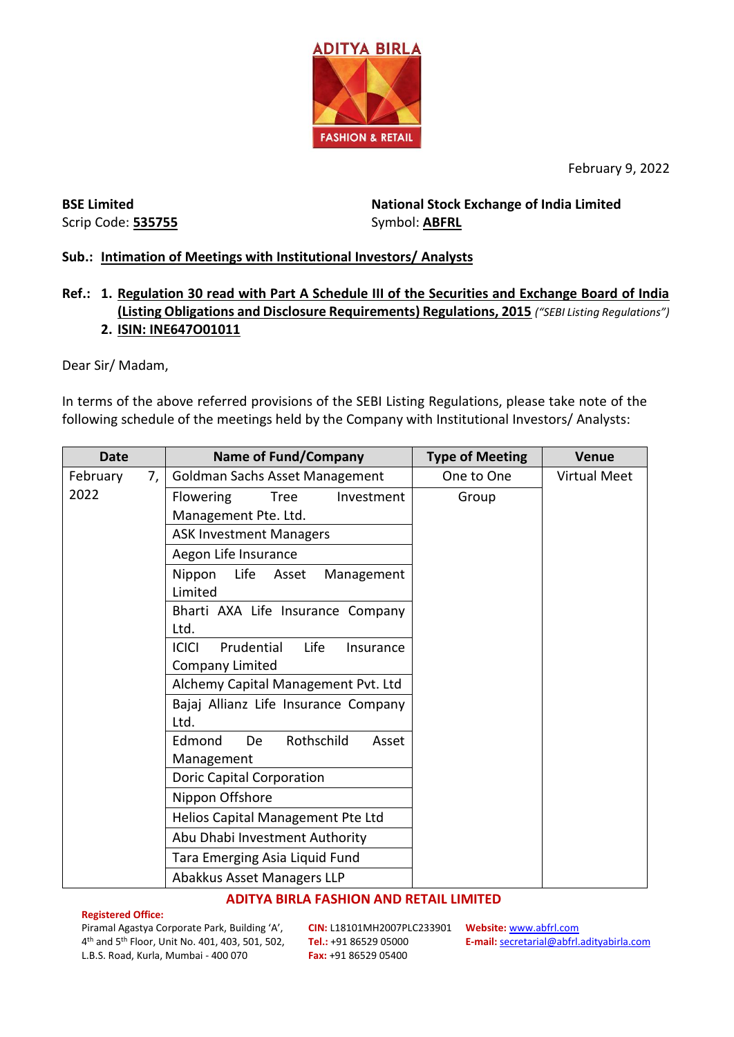ADITYA BIRLA FASHION & RETAIL

February 9, 2022

**BSE Limited**
Scrip Code: **535755**

**National Stock Exchange of India Limited**
Symbol: **ABFRL**

**Sub.: Intimation of Meetings with Institutional Investors/ Analysts**

**Ref.:**
1. **Regulation 30 read with Part A Schedule III of the Securities and Exchange Board of India (Listing Obligations and Disclosure Requirements) Regulations, 2015** *("SEBI Listing Regulations")*
2. **ISIN: INE647O01011**

Dear Sir/ Madam,

In terms of the above referred provisions of the SEBI Listing Regulations, please take note of the following schedule of the meetings held by the Company with Institutional Investors/ Analysts:

| Date | Name of Fund/Company | Type of Meeting | Venue |
|---|---|---|---|
| February 7, 2022 | Goldman Sachs Asset Management | One to One | Virtual Meet |
| | Flowering Tree Investment Management Pte. Ltd. | Group | |
| | ASK Investment Managers | | |
| | Aegon Life Insurance | | |
| | Nippon Life Asset Management Limited | | |
| | Bharti AXA Life Insurance Company Ltd. | | |
| | ICICI Prudential Life Insurance Company Limited | | |
| | Alchemy Capital Management Pvt. Ltd | | |
| | Bajaj Allianz Life Insurance Company Ltd. | | |
| | Edmond De Rothschild Asset Management | | |
| | Doric Capital Corporation | | |
| | Nippon Offshore | | |
| | Helios Capital Management Pte Ltd | | |
| | Abu Dhabi Investment Authority | | |
| | Tara Emerging Asia Liquid Fund | | |
| | Abakkus Asset Managers LLP | | |

**ADITYA BIRLA FASHION AND RETAIL LIMITED**

**Registered Office:**
Piramal Agastya Corporate Park, Building 'A', 4th and 5th Floor, Unit No. 401, 403, 501, 502, L.B.S. Road, Kurla, Mumbai - 400 070

**CIN:** L18101MH2007PLC233901
**Tel.:** +91 86529 05000
**Fax:** +91 86529 05400

**Website:** www.abfrl.com
**E-mail:** secretarial@abfrl.adityabirla.com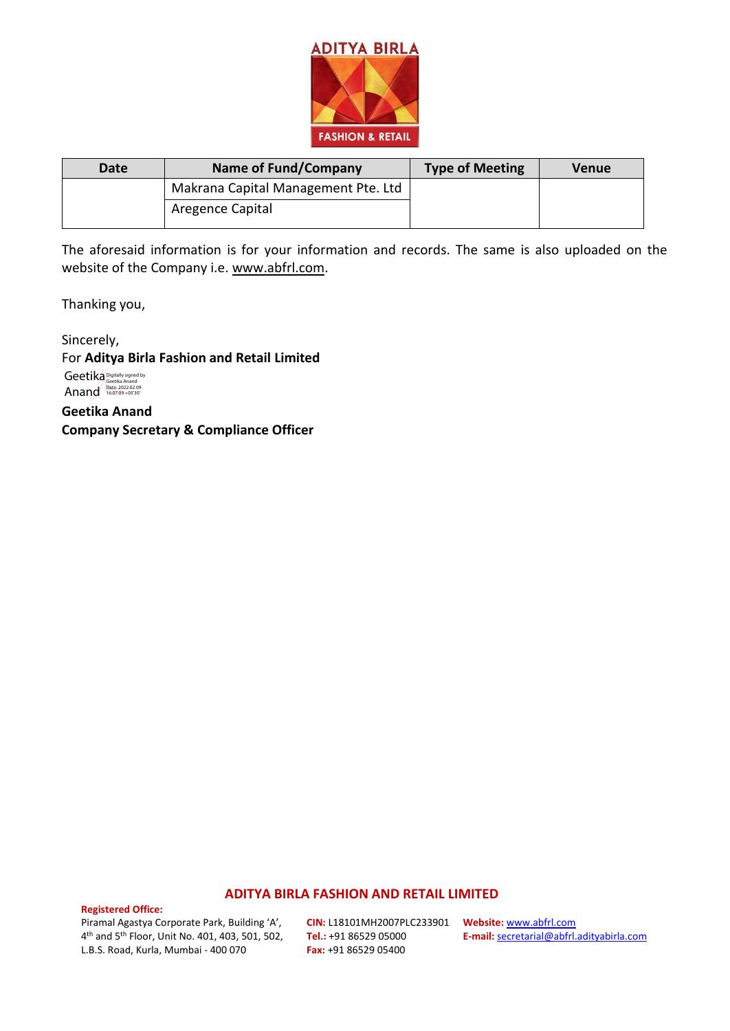| Date | Name of Fund/Company | Type of Meeting | Venue |
|---|---|---|---|
| | Makrana Capital Management Pte. Ltd | | |
| | Aregence Capital | | |

The aforesaid information is for your information and records. The same is also uploaded on the website of the Company i.e. www.abfrl.com.

Thanking you,

Sincerely,
For **Aditya Birla Fashion and Retail Limited**

Geetika Anand
Digitally signed by Geetika Anand
Date: 2022.02.09 16:07:09 +05'30'

**Geetika Anand**
**Company Secretary & Compliance Officer**

**ADITYA BIRLA FASHION AND RETAIL LIMITED**

**Registered Office:**
Piramal Agastya Corporate Park, Building 'A', 4th and 5th Floor, Unit No. 401, 403, 501, 502, L.B.S. Road, Kurla, Mumbai - 400 070

**CIN:** L18101MH2007PLC233901
**Tel.:** +91 86529 05000
**Fax:** +91 86529 05400

**Website:** www.abfrl.com
**E-mail:** secretarial@abfrl.adityabirla.com